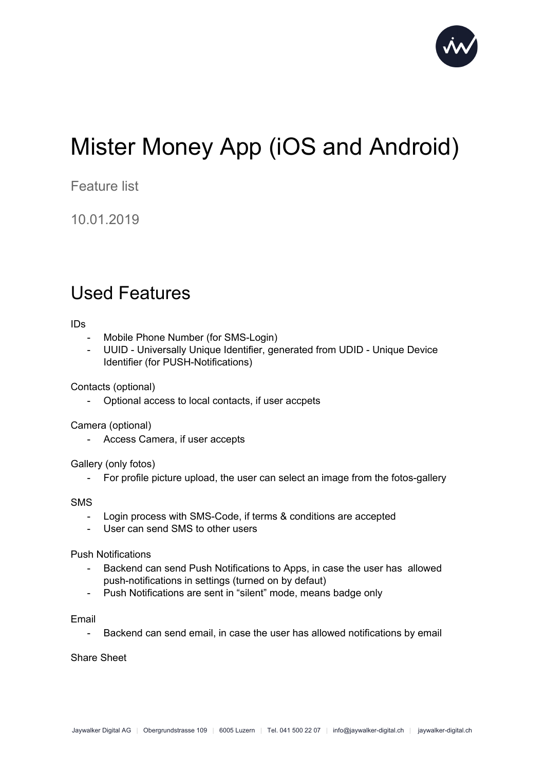# Mister Money App (iOS and Android)

Feature list

10.01.2019

## Used Features

IDs

- Mobile Phone Number (for SMS-Login)
- UUID - Universally Unique Identifier, generated from UDID - Unique Device Identifier (for PUSH-Notifications)

Contacts (optional)

- Optional access to local contacts, if user accpets

Camera (optional)

- Access Camera, if user accepts

Gallery (only fotos)

- For profile picture upload, the user can select an image from the fotos-gallery

SMS

- Login process with SMS-Code, if terms & conditions are accepted
- User can send SMS to other users

Push Notifications

- Backend can send Push Notifications to Apps, in case the user has allowed push-notifications in settings (turned on by defaut)
- Push Notifications are sent in “silent” mode, means badge only

Email

- Backend can send email, in case the user has allowed notifications by email

Share Sheet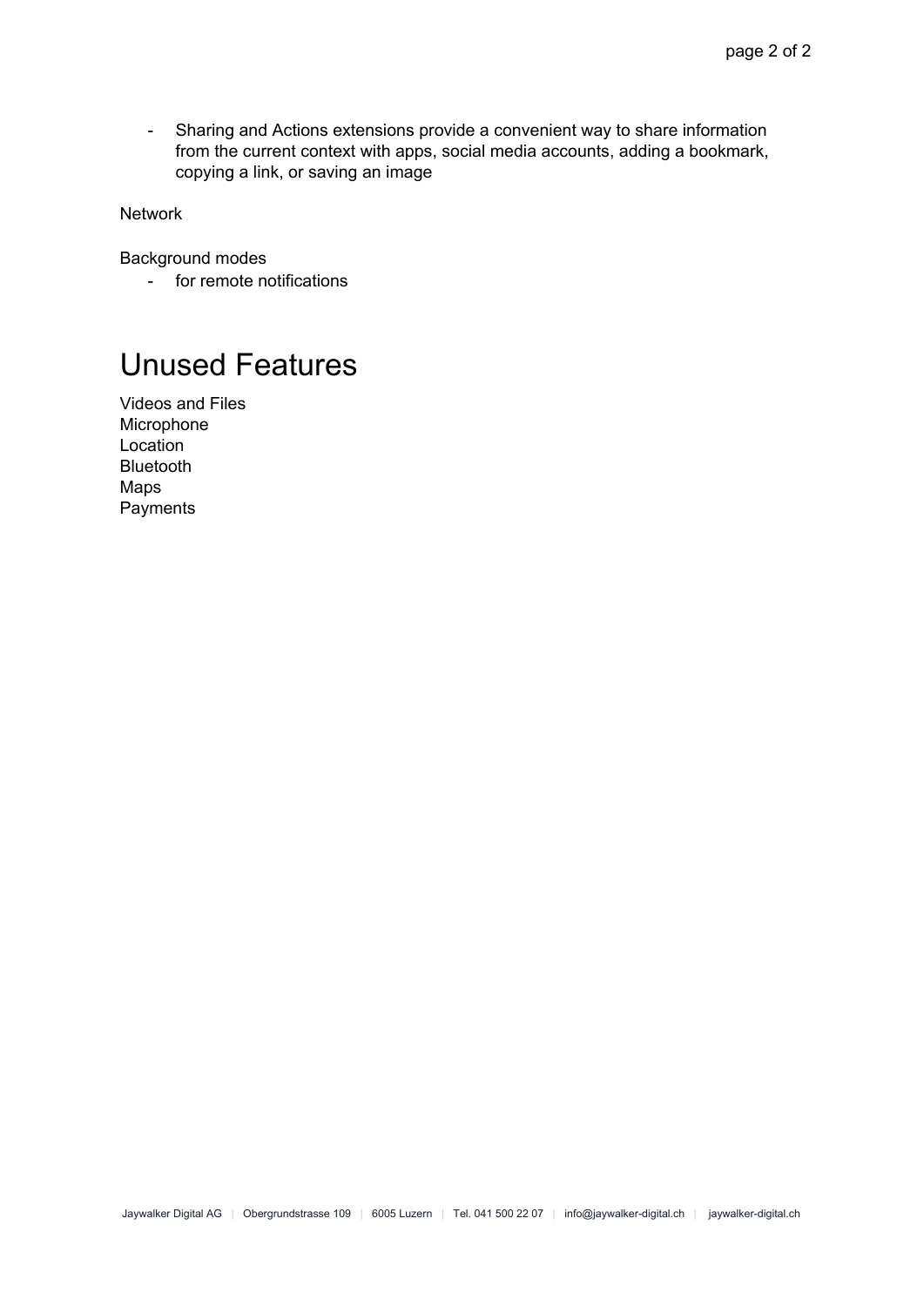- Sharing and Actions extensions provide a convenient way to share information from the current context with apps, social media accounts, adding a bookmark, copying a link, or saving an image

Network

Background modes

- for remote notifications

# Unused Features

Videos and Files
Microphone
Location
Bluetooth
Maps
Payments